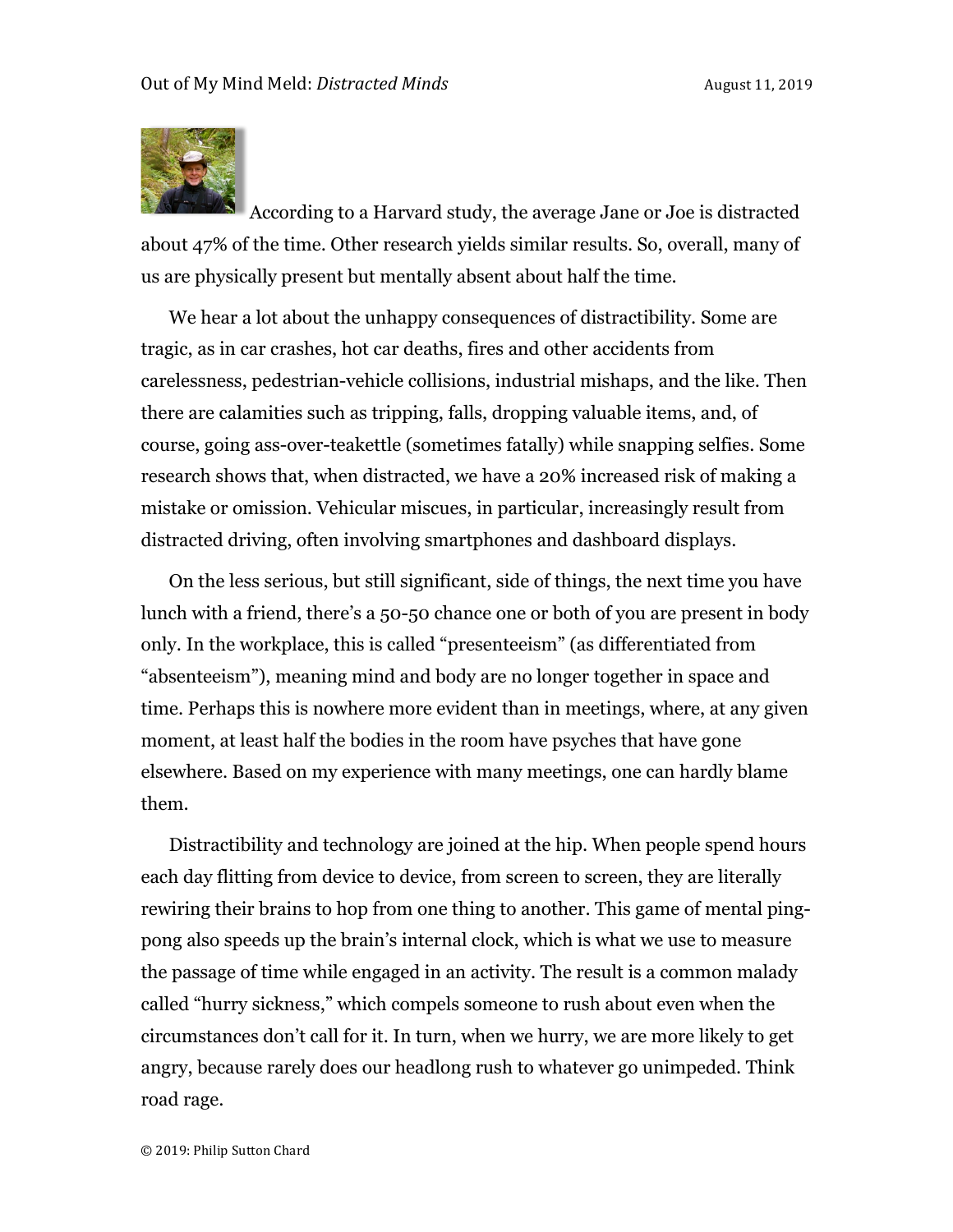According to a Harvard study, the average Jane or Joe is distracted about 47% of the time. Other research yields similar results. So, overall, many of us are physically present but mentally absent about half the time.

We hear a lot about the unhappy consequences of distractibility. Some are tragic, as in car crashes, hot car deaths, fires and other accidents from carelessness, pedestrian-vehicle collisions, industrial mishaps, and the like. Then there are calamities such as tripping, falls, dropping valuable items, and, of course, going ass-over-teakettle (sometimes fatally) while snapping selfies. Some research shows that, when distracted, we have a 20% increased risk of making a mistake or omission. Vehicular miscues, in particular, increasingly result from distracted driving, often involving smartphones and dashboard displays.

On the less serious, but still significant, side of things, the next time you have lunch with a friend, there's a 50-50 chance one or both of you are present in body only. In the workplace, this is called "presenteeism" (as differentiated from "absenteeism"), meaning mind and body are no longer together in space and time. Perhaps this is nowhere more evident than in meetings, where, at any given moment, at least half the bodies in the room have psyches that have gone elsewhere. Based on my experience with many meetings, one can hardly blame them.

Distractibility and technology are joined at the hip. When people spend hours each day flitting from device to device, from screen to screen, they are literally rewiring their brains to hop from one thing to another. This game of mental ping-pong also speeds up the brain's internal clock, which is what we use to measure the passage of time while engaged in an activity. The result is a common malady called "hurry sickness," which compels someone to rush about even when the circumstances don't call for it. In turn, when we hurry, we are more likely to get angry, because rarely does our headlong rush to whatever go unimpeded. Think road rage.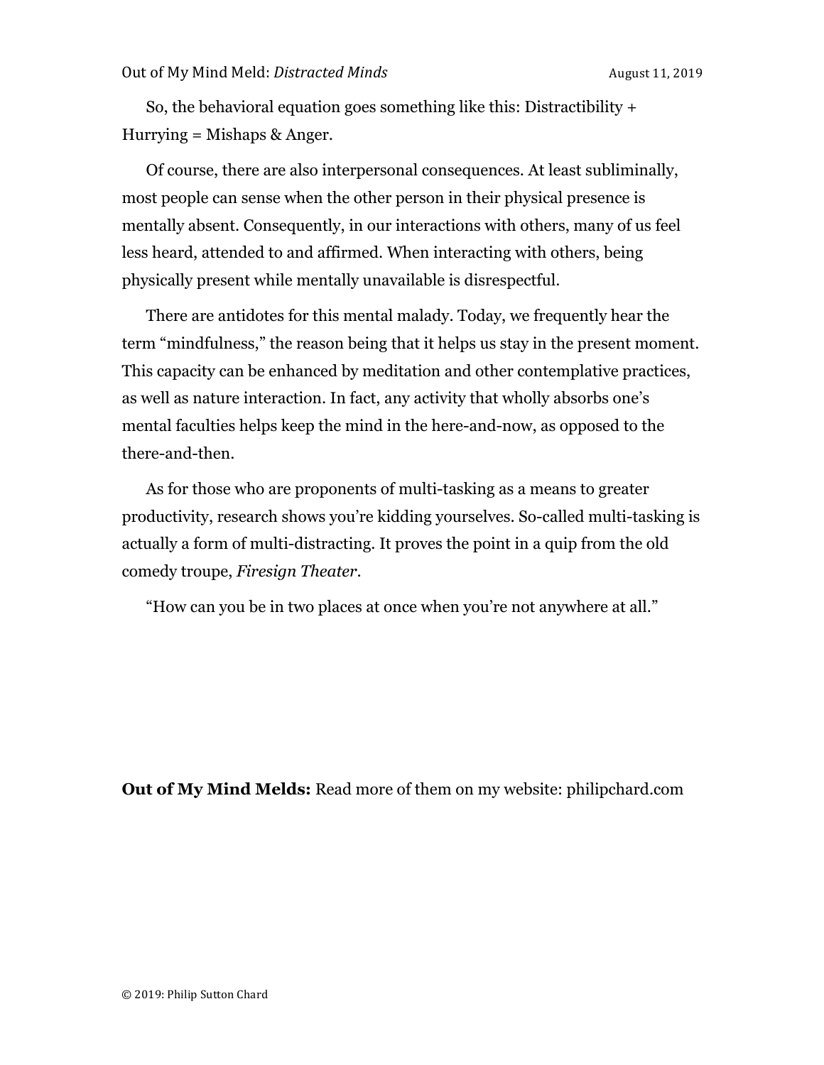So, the behavioral equation goes something like this: Distractibility + Hurrying = Mishaps & Anger.

Of course, there are also interpersonal consequences. At least subliminally, most people can sense when the other person in their physical presence is mentally absent. Consequently, in our interactions with others, many of us feel less heard, attended to and affirmed. When interacting with others, being physically present while mentally unavailable is disrespectful.

There are antidotes for this mental malady. Today, we frequently hear the term "mindfulness," the reason being that it helps us stay in the present moment. This capacity can be enhanced by meditation and other contemplative practices, as well as nature interaction. In fact, any activity that wholly absorbs one's mental faculties helps keep the mind in the here-and-now, as opposed to the there-and-then.

As for those who are proponents of multi-tasking as a means to greater productivity, research shows you're kidding yourselves. So-called multi-tasking is actually a form of multi-distracting. It proves the point in a quip from the old comedy troupe, *Firesign Theater*.

"How can you be in two places at once when you're not anywhere at all."

**Out of My Mind Melds:** Read more of them on my website: philipchard.com

© 2019: Philip Sutton Chard